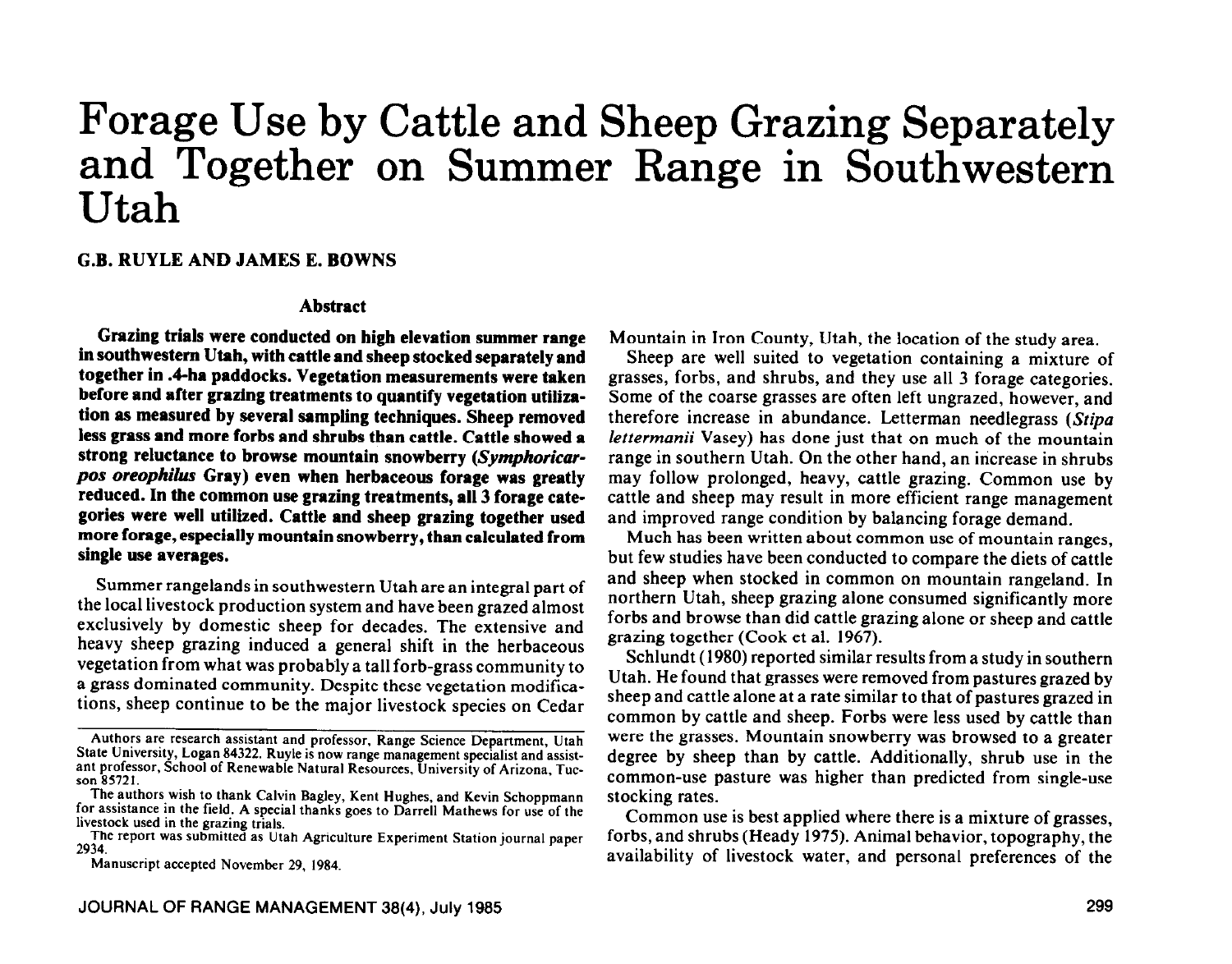# Forage Use by Cattle and Sheep Grazing Separately and Together on Summer Range in Southwestern Utah

**G.B. RUYLE AND JAMES E. BOWNS**

## Abstract

**Grazing trials were conducted on high elevation summer range in southwestern Utah, with cattle and sheep stocked separately and together in .4-ha paddocks. Vegetation measurements were taken before and after grazing treatments to quantify vegetation utilization as measured by several sampling techniques. Sheep removed less grass and more forbs and shrubs than cattle. Cattle showed a strong reluctance to browse mountain snowberry (*Symphoricarpos oreophilus* Gray) even when herbaceous forage was greatly reduced. In the common use grazing treatments, all 3 forage categories were well utilized. Cattle and sheep grazing together used more forage, especially mountain snowberry, than calculated from single use averages.**

Summer rangelands in southwestern Utah are an integral part of the local livestock production system and have been grazed almost exclusively by domestic sheep for decades. The extensive and heavy sheep grazing induced a general shift in the herbaceous vegetation from what was probably a tall forb-grass community to a grass dominated community. Despite these vegetation modifications, sheep continue to be the major livestock species on Cedar Mountain in Iron County, Utah, the location of the study area.

Sheep are well suited to vegetation containing a mixture of grasses, forbs, and shrubs, and they use all 3 forage categories. Some of the coarse grasses are often left ungrazed, however, and therefore increase in abundance. Letterman needlegrass (*Stipa lettermanii* Vasey) has done just that on much of the mountain range in southern Utah. On the other hand, an increase in shrubs may follow prolonged, heavy, cattle grazing. Common use by cattle and sheep may result in more efficient range management and improved range condition by balancing forage demand.

Much has been written about common use of mountain ranges, but few studies have been conducted to compare the diets of cattle and sheep when stocked in common on mountain rangeland. In northern Utah, sheep grazing alone consumed significantly more forbs and browse than did cattle grazing alone or sheep and cattle grazing together (Cook et al. 1967).

Schlundt (1980) reported similar results from a study in southern Utah. He found that grasses were removed from pastures grazed by sheep and cattle alone at a rate similar to that of pastures grazed in common by cattle and sheep. Forbs were less used by cattle than were the grasses. Mountain snowberry was browsed to a greater degree by sheep than by cattle. Additionally, shrub use in the common-use pasture was higher than predicted from single-use stocking rates.

Common use is best applied where there is a mixture of grasses, forbs, and shrubs (Heady 1975). Animal behavior, topography, the availability of livestock water, and personal preferences of the

---

Authors are research assistant and professor, Range Science Department, Utah State University, Logan 84322. Ruyle is now range management specialist and assistant professor, School of Renewable Natural Resources, University of Arizona, Tucson 85721.

The authors wish to thank Calvin Bagley, Kent Hughes, and Kevin Schoppmann for assistance in the field. A special thanks goes to Darrell Mathews for use of the livestock used in the grazing trials.

The report was submitted as Utah Agriculture Experiment Station journal paper 2934.

Manuscript accepted November 29, 1984.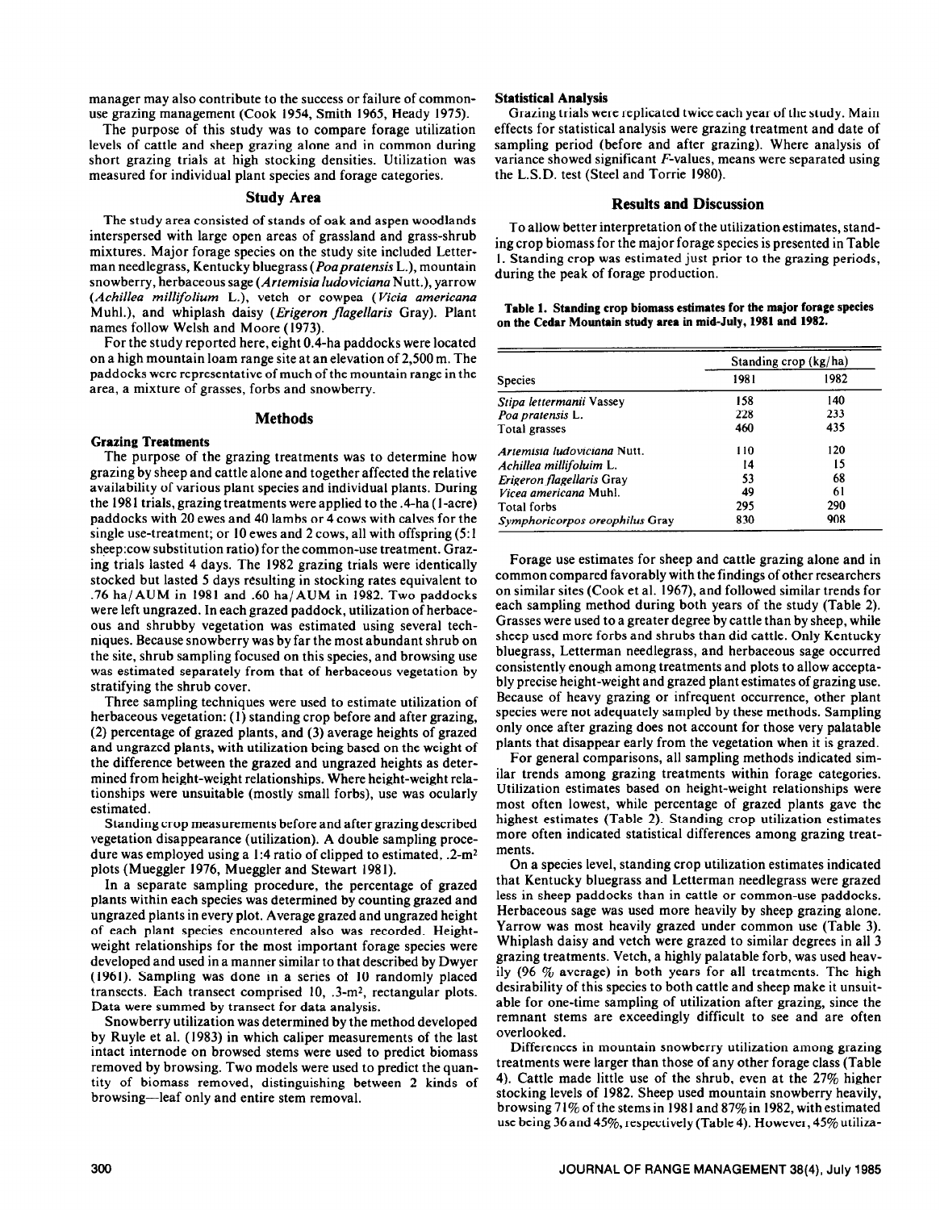manager may also contribute to the success or failure of common-use grazing management (Cook 1954, Smith 1965, Heady 1975).

The purpose of this study was to compare forage utilization levels of cattle and sheep grazing alone and in common during short grazing trials at high stocking densities. Utilization was measured for individual plant species and forage categories.

## Study Area

The study area consisted of stands of oak and aspen woodlands interspersed with large open areas of grassland and grass-shrub mixtures. Major forage species on the study site included Letterman needlegrass, Kentucky bluegrass (*Poa pratensis* L.), mountain snowberry, herbaceous sage (*Artemisia ludoviciana* Nutt.), yarrow (*Achillea millifolium* L.), vetch or cowpea (*Vicia americana* Muhl.), and whiplash daisy (*Erigeron flagellaris* Gray). Plant names follow Welsh and Moore (1973).

For the study reported here, eight 0.4-ha paddocks were located on a high mountain loam range site at an elevation of 2,500 m. The paddocks were representative of much of the mountain range in the area, a mixture of grasses, forbs and snowberry.

## Methods

### Grazing Treatments

The purpose of the grazing treatments was to determine how grazing by sheep and cattle alone and together affected the relative availability of various plant species and individual plants. During the 1981 trials, grazing treatments were applied to the .4-ha (1-acre) paddocks with 20 ewes and 40 lambs or 4 cows with calves for the single use-treatment; or 10 ewes and 2 cows, all with offspring (5:1 sheep:cow substitution ratio) for the common-use treatment. Grazing trials lasted 4 days. The 1982 grazing trials were identically stocked but lasted 5 days resulting in stocking rates equivalent to .76 ha/AUM in 1981 and .60 ha/AUM in 1982. Two paddocks were left ungrazed. In each grazed paddock, utilization of herbaceous and shrubby vegetation was estimated using several techniques. Because snowberry was by far the most abundant shrub on the site, shrub sampling focused on this species, and browsing use was estimated separately from that of herbaceous vegetation by stratifying the shrub cover.

Three sampling techniques were used to estimate utilization of herbaceous vegetation: (1) standing crop before and after grazing, (2) percentage of grazed plants, and (3) average heights of grazed and ungrazed plants, with utilization being based on the weight of the difference between the grazed and ungrazed heights as determined from height-weight relationships. Where height-weight relationships were unsuitable (mostly small forbs), use was ocularly estimated.

Standing crop measurements before and after grazing described vegetation disappearance (utilization). A double sampling procedure was employed using a 1:4 ratio of clipped to estimated, .2-m² plots (Mueggler 1976, Mueggler and Stewart 1981).

In a separate sampling procedure, the percentage of grazed plants within each species was determined by counting grazed and ungrazed plants in every plot. Average grazed and ungrazed height of each plant species encountered also was recorded. Height-weight relationships for the most important forage species were developed and used in a manner similar to that described by Dwyer (1961). Sampling was done in a series of 10 randomly placed transects. Each transect comprised 10, .3-m², rectangular plots. Data were summed by transect for data analysis.

Snowberry utilization was determined by the method developed by Ruyle et al. (1983) in which caliper measurements of the last intact internode on browsed stems were used to predict biomass removed by browsing. Two models were used to predict the quantity of biomass removed, distinguishing between 2 kinds of browsing—leaf only and entire stem removal.

### Statistical Analysis

Grazing trials were replicated twice each year of the study. Main effects for statistical analysis were grazing treatment and date of sampling period (before and after grazing). Where analysis of variance showed significant $F$-values, means were separated using the L.S.D. test (Steel and Torrie 1980).

## Results and Discussion

To allow better interpretation of the utilization estimates, standing crop biomass for the major forage species is presented in Table 1. Standing crop was estimated just prior to the grazing periods, during the peak of forage production.

**Table 1. Standing crop biomass estimates for the major forage species on the Cedar Mountain study area in mid-July, 1981 and 1982.**

| Species | Standing crop (kg/ha) | |
|---|---|---|
| | 1981 | 1982 |
| *Stipa lettermanii* Vassey | 158 | 140 |
| *Poa pratensis* L. | 228 | 233 |
| Total grasses | 460 | 435 |
| *Artemisia ludoviciana* Nutt. | 110 | 120 |
| *Achillea millifoluim* L. | 14 | 15 |
| *Erigeron flagellaris* Gray | 53 | 68 |
| *Vicea americana* Muhl. | 49 | 61 |
| Total forbs | 295 | 290 |
| *Symphoricorpos oreophilus* Gray | 830 | 908 |

Forage use estimates for sheep and cattle grazing alone and in common compared favorably with the findings of other researchers on similar sites (Cook et al. 1967), and followed similar trends for each sampling method during both years of the study (Table 2). Grasses were used to a greater degree by cattle than by sheep, while sheep used more forbs and shrubs than did cattle. Only Kentucky bluegrass, Letterman needlegrass, and herbaceous sage occurred consistently enough among treatments and plots to allow acceptably precise height-weight and grazed plant estimates of grazing use. Because of heavy grazing or infrequent occurrence, other plant species were not adequately sampled by these methods. Sampling only once after grazing does not account for those very palatable plants that disappear early from the vegetation when it is grazed.

For general comparisons, all sampling methods indicated similar trends among grazing treatments within forage categories. Utilization estimates based on height-weight relationships were most often lowest, while percentage of grazed plants gave the highest estimates (Table 2). Standing crop utilization estimates more often indicated statistical differences among grazing treatments.

On a species level, standing crop utilization estimates indicated that Kentucky bluegrass and Letterman needlegrass were grazed less in sheep paddocks than in cattle or common-use paddocks. Herbaceous sage was used more heavily by sheep grazing alone. Yarrow was most heavily grazed under common use (Table 3). Whiplash daisy and vetch were grazed to similar degrees in all 3 grazing treatments. Vetch, a highly palatable forb, was used heavily (96 % average) in both years for all treatments. The high desirability of this species to both cattle and sheep make it unsuitable for one-time sampling of utilization after grazing, since the remnant stems are exceedingly difficult to see and are often overlooked.

Differences in mountain snowberry utilization among grazing treatments were larger than those of any other forage class (Table 4). Cattle made little use of the shrub, even at the 27% higher stocking levels of 1982. Sheep used mountain snowberry heavily, browsing 71% of the stems in 1981 and 87% in 1982, with estimated use being 36 and 45%, respectively (Table 4). However, 45% utiliza-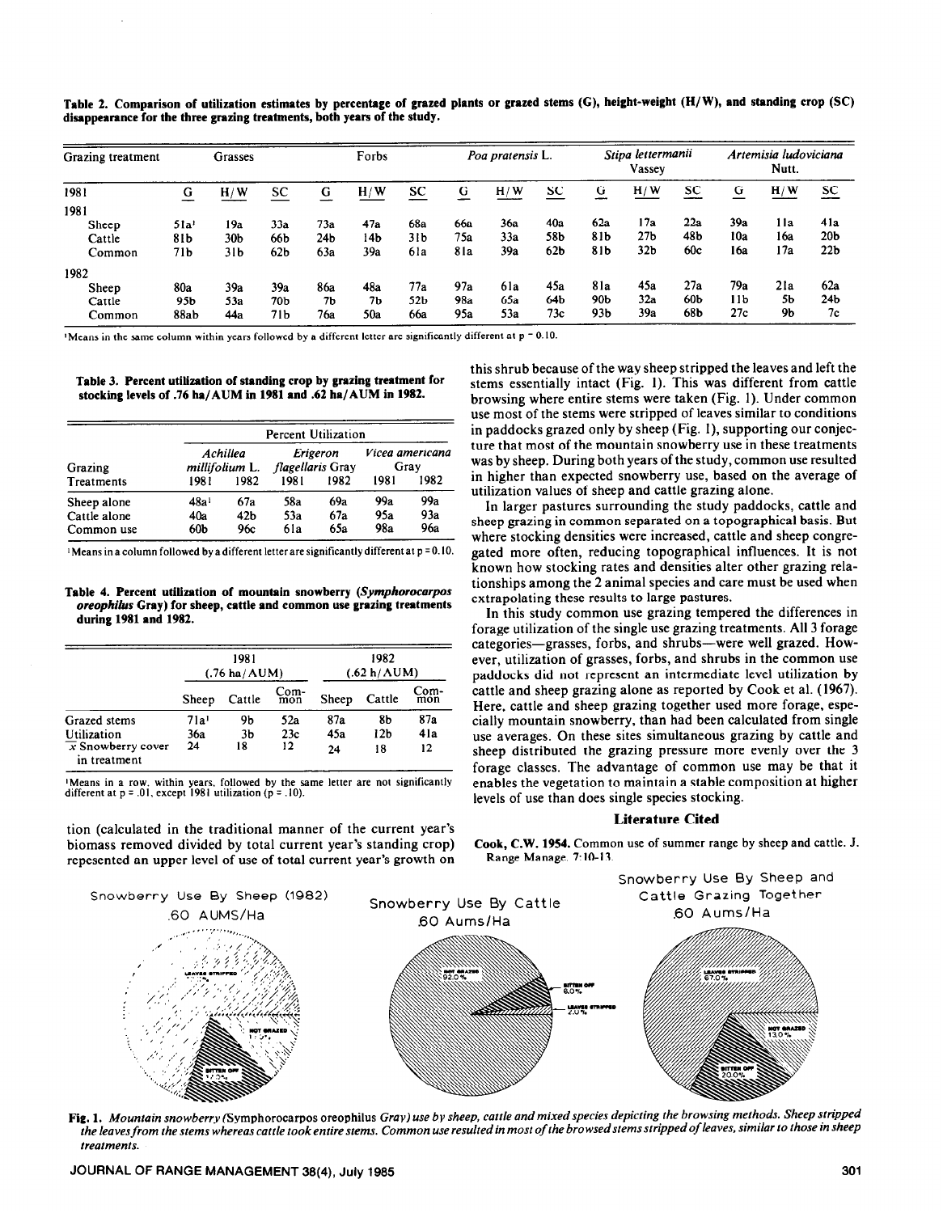**Table 2. Comparison of utilization estimates by percentage of grazed plants or grazed stems (G), height-weight (H/W), and standing crop (SC) disappearance for the three grazing treatments, both years of the study.**

| Grazing treatment | Grasses | | | Forbs | | | *Poa pratensis* L. | | | *Stipa lettermanii* Vassey | | | *Artemisia ludoviciana* Nutt. | | |
|---|---|---|---|---|---|---|---|---|---|---|---|---|---|---|---|
| 1981 | G | H/W | SC | G | H/W | SC | G | H/W | SC | G | H/W | SC | G | H/W | SC |
| 1981 | | | | | | | | | | | | | | | |
| Sheep | 51a[1] | 19a | 33a | 73a | 47a | 68a | 66a | 36a | 40a | 62a | 17a | 22a | 39a | 11a | 41a |
| Cattle | 81b | 30b | 66b | 24b | 14b | 31b | 75a | 33a | 58b | 81b | 27b | 48b | 10a | 16a | 20b |
| Common | 71b | 31b | 62b | 63a | 39a | 61a | 81a | 39a | 62b | 81b | 32b | 60c | 16a | 17a | 22b |
| 1982 | | | | | | | | | | | | | | | |
| Sheep | 80a | 39a | 39a | 86a | 48a | 77a | 97a | 61a | 45a | 81a | 45a | 27a | 79a | 21a | 62a |
| Cattle | 95b | 53a | 70b | 7b | 7b | 52b | 98a | 65a | 64b | 90b | 32a | 60b | 11b | 5b | 24b |
| Common | 88ab | 44a | 71b | 76a | 50a | 66a | 95a | 53a | 73c | 93b | 39a | 68b | 27c | 9b | 7c |

[1]Means in the same column within years followed by a different letter are significantly different at p = 0.10.

**Table 3. Percent utilization of standing crop by grazing treatment for stocking levels of .76 ha/AUM in 1981 and .62 ha/AUM in 1982.**

| Grazing Treatments | *Achillea millifolium* L. 1981 | *Achillea millifolium* L. 1982 | *Erigeron flagellaris* Gray 1981 | *Erigeron flagellaris* Gray 1982 | *Vicea americana* Gray 1981 | *Vicea americana* Gray 1982 |
|---|---|---|---|---|---|---|
| Sheep alone | 48a[1] | 67a | 58a | 69a | 99a | 99a |
| Cattle alone | 40a | 42b | 53a | 67a | 95a | 93a |
| Common use | 60b | 96c | 61a | 65a | 98a | 96a |

[1]Means in a column followed by a different letter are significantly different at p = 0.10.

**Table 4. Percent utilization of mountain snowberry (*Symphorocarpos oreophilus* Gray) for sheep, cattle and common use grazing treatments during 1981 and 1982.**

| | 1981 (.76 ha/AUM) Sheep | Cattle | Common | 1982 (.62 h/AUM) Sheep | Cattle | Common |
|---|---|---|---|---|---|---|
| Grazed stems | 71a[1] | 9b | 52a | 87a | 8b | 87a |
| Utilization | 36a | 3b | 23c | 45a | 12b | 41a |
| $\bar{x}$ Snowberry cover in treatment | 24 | 18 | 12 | 24 | 18 | 12 |

[1]Means in a row, within years, followed by the same letter are not significantly different at p = .01, except 1981 utilization (p = .10).

tion (calculated in the traditional manner of the current year's biomass removed divided by total current year's standing crop) repesented an upper level of use of total current year's growth on this shrub because of the way sheep stripped the leaves and left the stems essentially intact (Fig. 1). This was different from cattle browsing where entire stems were taken (Fig. 1). Under common use most of the stems were stripped of leaves similar to conditions in paddocks grazed only by sheep (Fig. 1), supporting our conjecture that most of the mountain snowberry use in these treatments was by sheep. During both years of the study, common use resulted in higher than expected snowberry use, based on the average of utilization values of sheep and cattle grazing alone.

In larger pastures surrounding the study paddocks, cattle and sheep grazing in common separated on a topographical basis. But where stocking densities were increased, cattle and sheep congregated more often, reducing topographical influences. It is not known how stocking rates and densities alter other grazing relationships among the 2 animal species and care must be used when extrapolating these results to large pastures.

In this study common use grazing tempered the differences in forage utilization of the single use grazing treatments. All 3 forage categories—grasses, forbs, and shrubs—were well grazed. However, utilization of grasses, forbs, and shrubs in the common use paddocks did not represent an intermediate level utilization by cattle and sheep grazing alone as reported by Cook et al. (1967). Here, cattle and sheep grazing together used more forage, especially mountain snowberry, than had been calculated from single use averages. On these sites simultaneous grazing by cattle and sheep distributed the grazing pressure more evenly over the 3 forage classes. The advantage of common use may be that it enables the vegetation to maintain a stable composition at higher levels of use than does single species stocking.

## Literature Cited

**Cook, C.W. 1954.** Common use of summer range by sheep and cattle. J. Range Manage. 7:10-13.

**Fig. 1.** *Mountain snowberry (*Symphorocarpos oreophilus *Gray) use by sheep, cattle and mixed species depicting the browsing methods. Sheep stripped the leaves from the stems whereas cattle took entire stems. Common use resulted in most of the browsed stems stripped of leaves, similar to those in sheep treatments.*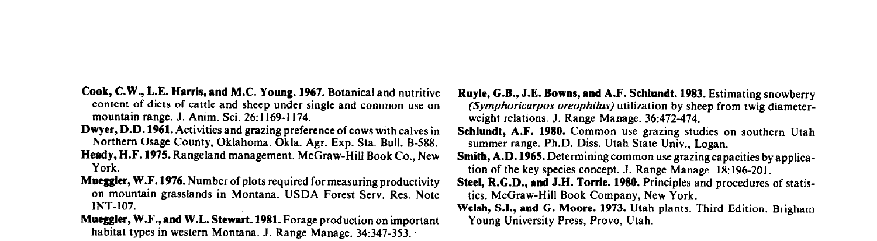**Cook, C.W., L.E. Harris, and M.C. Young. 1967.** Botanical and nutritive content of diets of cattle and sheep under single and common use on mountain range. J. Anim. Sci. 26:1169-1174.

**Dwyer, D.D. 1961.** Activities and grazing preference of cows with calves in Northern Osage County, Oklahoma. Okla. Agr. Exp. Sta. Bull. B-588.

**Heady, H.F. 1975.** Rangeland management. McGraw-Hill Book Co., New York.

**Mueggler, W.F. 1976.** Number of plots required for measuring productivity on mountain grasslands in Montana. USDA Forest Serv. Res. Note INT-107.

**Mueggler, W.F., and W.L. Stewart. 1981.** Forage production on important habitat types in western Montana. J. Range Manage. 34:347-353.

**Ruyle, G.B., J.E. Bowns, and A.F. Schlundt. 1983.** Estimating snowberry *(Symphoricarpos oreophilus)* utilization by sheep from twig diameter-weight relations. J. Range Manage. 36:472-474.

**Schlundt, A.F. 1980.** Common use grazing studies on southern Utah summer range. Ph.D. Diss. Utah State Univ., Logan.

**Smith, A.D. 1965.** Determining common use grazing capacities by application of the key species concept. J. Range Manage. 18:196-201.

**Steel, R.G.D., and J.H. Torrie. 1980.** Principles and procedures of statistics. McGraw-Hill Book Company, New York.

**Welsh, S.I., and G. Moore. 1973.** Utah plants. Third Edition. Brigham Young University Press, Provo, Utah.